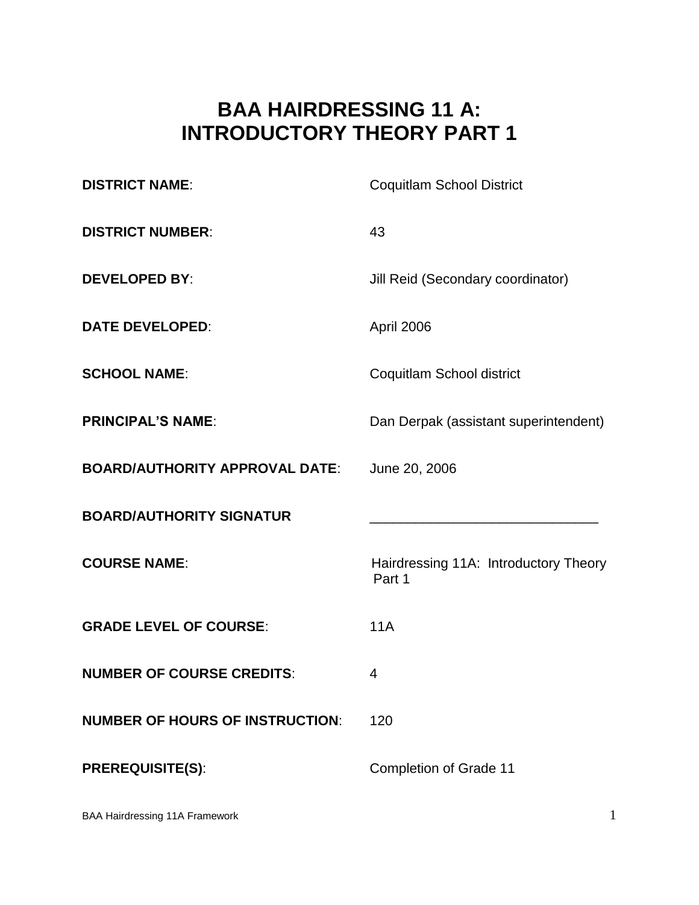# BAA HAIRDRESSING 11 A:
# INTRODUCTORY THEORY PART 1

**DISTRICT NAME**: Coquitlam School District

**DISTRICT NUMBER**: 43

**DEVELOPED BY**: Jill Reid (Secondary coordinator)

**DATE DEVELOPED**: April 2006

**SCHOOL NAME**: Coquitlam School district

**PRINCIPAL'S NAME**: Dan Derpak (assistant superintendent)

**BOARD/AUTHORITY APPROVAL DATE**: June 20, 2006

**BOARD/AUTHORITY SIGNATUR** ______________________________

**COURSE NAME**: Hairdressing 11A: Introductory Theory Part 1

**GRADE LEVEL OF COURSE**: 11A

**NUMBER OF COURSE CREDITS**: 4

**NUMBER OF HOURS OF INSTRUCTION**: 120

**PREREQUISITE(S)**: Completion of Grade 11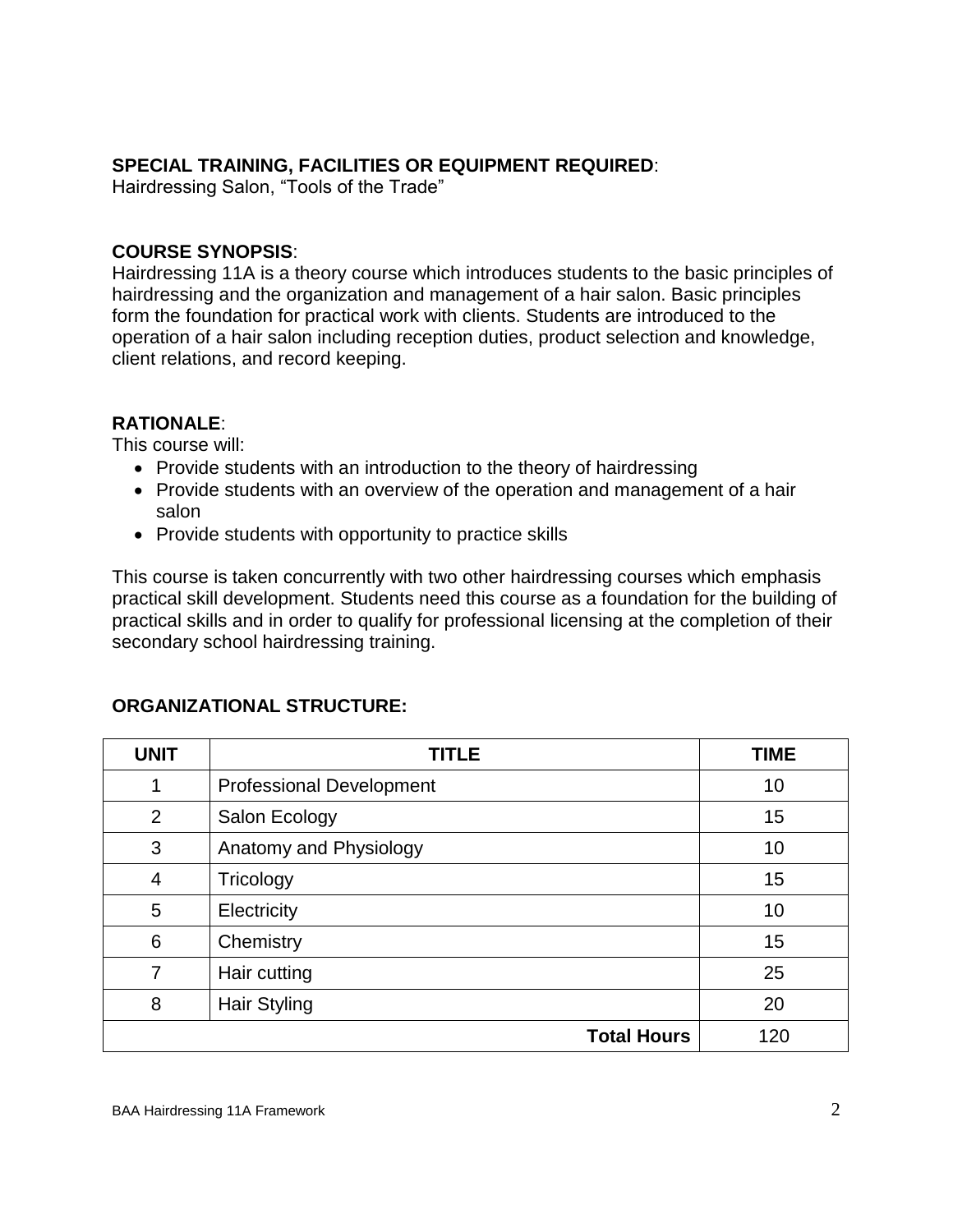**SPECIAL TRAINING, FACILITIES OR EQUIPMENT REQUIRED**:
Hairdressing Salon, "Tools of the Trade"

**COURSE SYNOPSIS**:
Hairdressing 11A is a theory course which introduces students to the basic principles of hairdressing and the organization and management of a hair salon. Basic principles form the foundation for practical work with clients. Students are introduced to the operation of a hair salon including reception duties, product selection and knowledge, client relations, and record keeping.

**RATIONALE**:
This course will:

- Provide students with an introduction to the theory of hairdressing
- Provide students with an overview of the operation and management of a hair salon
- Provide students with opportunity to practice skills

This course is taken concurrently with two other hairdressing courses which emphasis practical skill development. Students need this course as a foundation for the building of practical skills and in order to qualify for professional licensing at the completion of their secondary school hairdressing training.

**ORGANIZATIONAL STRUCTURE:**

| UNIT | TITLE | TIME |
|---|---|---|
| 1 | Professional Development | 10 |
| 2 | Salon Ecology | 15 |
| 3 | Anatomy and Physiology | 10 |
| 4 | Tricology | 15 |
| 5 | Electricity | 10 |
| 6 | Chemistry | 15 |
| 7 | Hair cutting | 25 |
| 8 | Hair Styling | 20 |
| | **Total Hours** | 120 |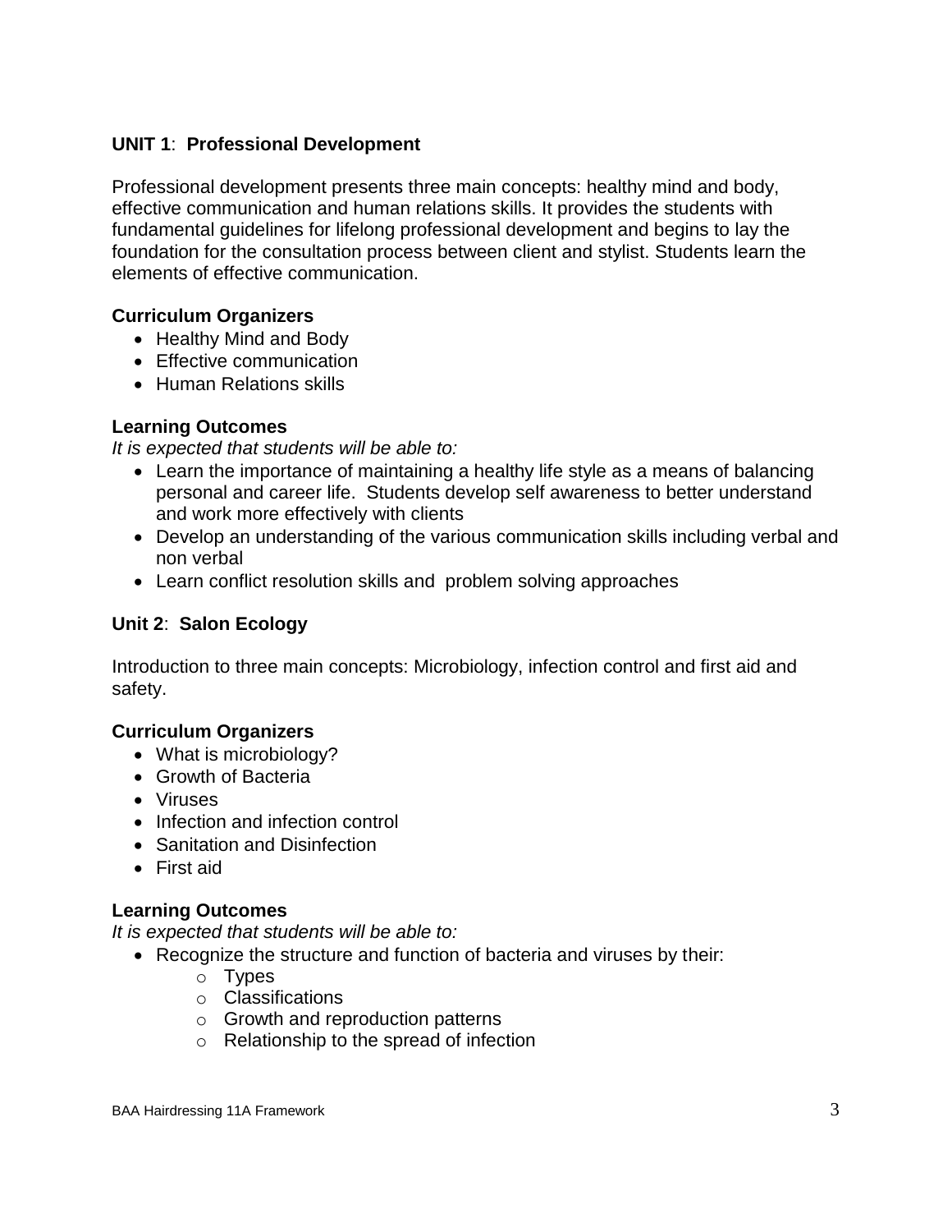## UNIT 1: Professional Development

Professional development presents three main concepts: healthy mind and body, effective communication and human relations skills. It provides the students with fundamental guidelines for lifelong professional development and begins to lay the foundation for the consultation process between client and stylist. Students learn the elements of effective communication.

### Curriculum Organizers

- Healthy Mind and Body
- Effective communication
- Human Relations skills

### Learning Outcomes

*It is expected that students will be able to:*

- Learn the importance of maintaining a healthy life style as a means of balancing personal and career life. Students develop self awareness to better understand and work more effectively with clients
- Develop an understanding of the various communication skills including verbal and non verbal
- Learn conflict resolution skills and problem solving approaches

## Unit 2: Salon Ecology

Introduction to three main concepts: Microbiology, infection control and first aid and safety.

### Curriculum Organizers

- What is microbiology?
- Growth of Bacteria
- Viruses
- Infection and infection control
- Sanitation and Disinfection
- First aid

### Learning Outcomes

*It is expected that students will be able to:*

- Recognize the structure and function of bacteria and viruses by their:
  - Types
  - Classifications
  - Growth and reproduction patterns
  - Relationship to the spread of infection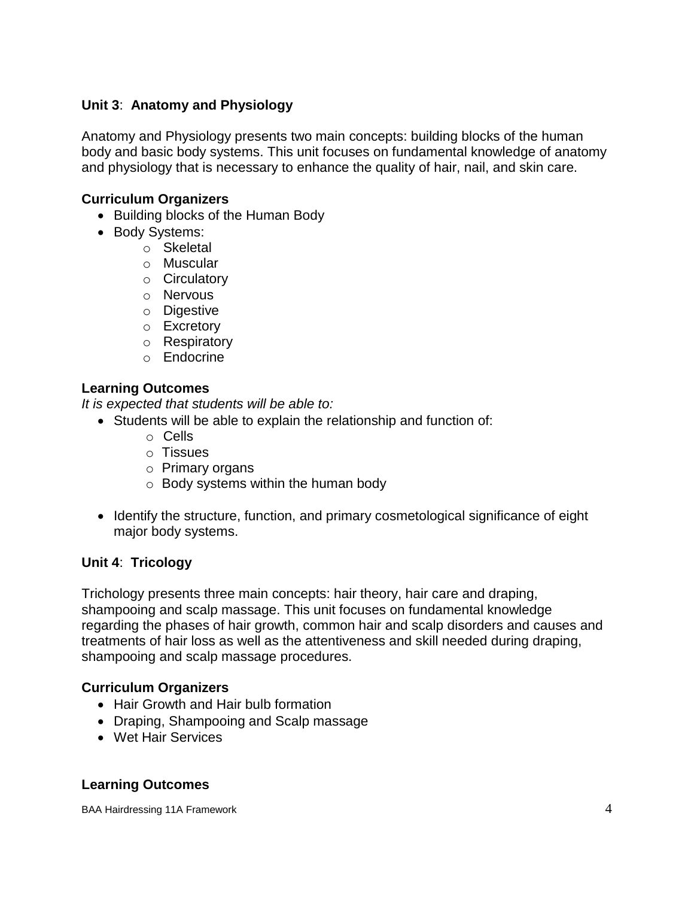**Unit 3**: **Anatomy and Physiology**

Anatomy and Physiology presents two main concepts: building blocks of the human body and basic body systems. This unit focuses on fundamental knowledge of anatomy and physiology that is necessary to enhance the quality of hair, nail, and skin care.

**Curriculum Organizers**

- Building blocks of the Human Body
- Body Systems:
  - Skeletal
  - Muscular
  - Circulatory
  - Nervous
  - Digestive
  - Excretory
  - Respiratory
  - Endocrine

**Learning Outcomes**

*It is expected that students will be able to:*

- Students will be able to explain the relationship and function of:
  - Cells
  - Tissues
  - Primary organs
  - Body systems within the human body

- Identify the structure, function, and primary cosmetological significance of eight major body systems.

**Unit 4**: **Tricology**

Trichology presents three main concepts: hair theory, hair care and draping, shampooing and scalp massage. This unit focuses on fundamental knowledge regarding the phases of hair growth, common hair and scalp disorders and causes and treatments of hair loss as well as the attentiveness and skill needed during draping, shampooing and scalp massage procedures.

**Curriculum Organizers**

- Hair Growth and Hair bulb formation
- Draping, Shampooing and Scalp massage
- Wet Hair Services

**Learning Outcomes**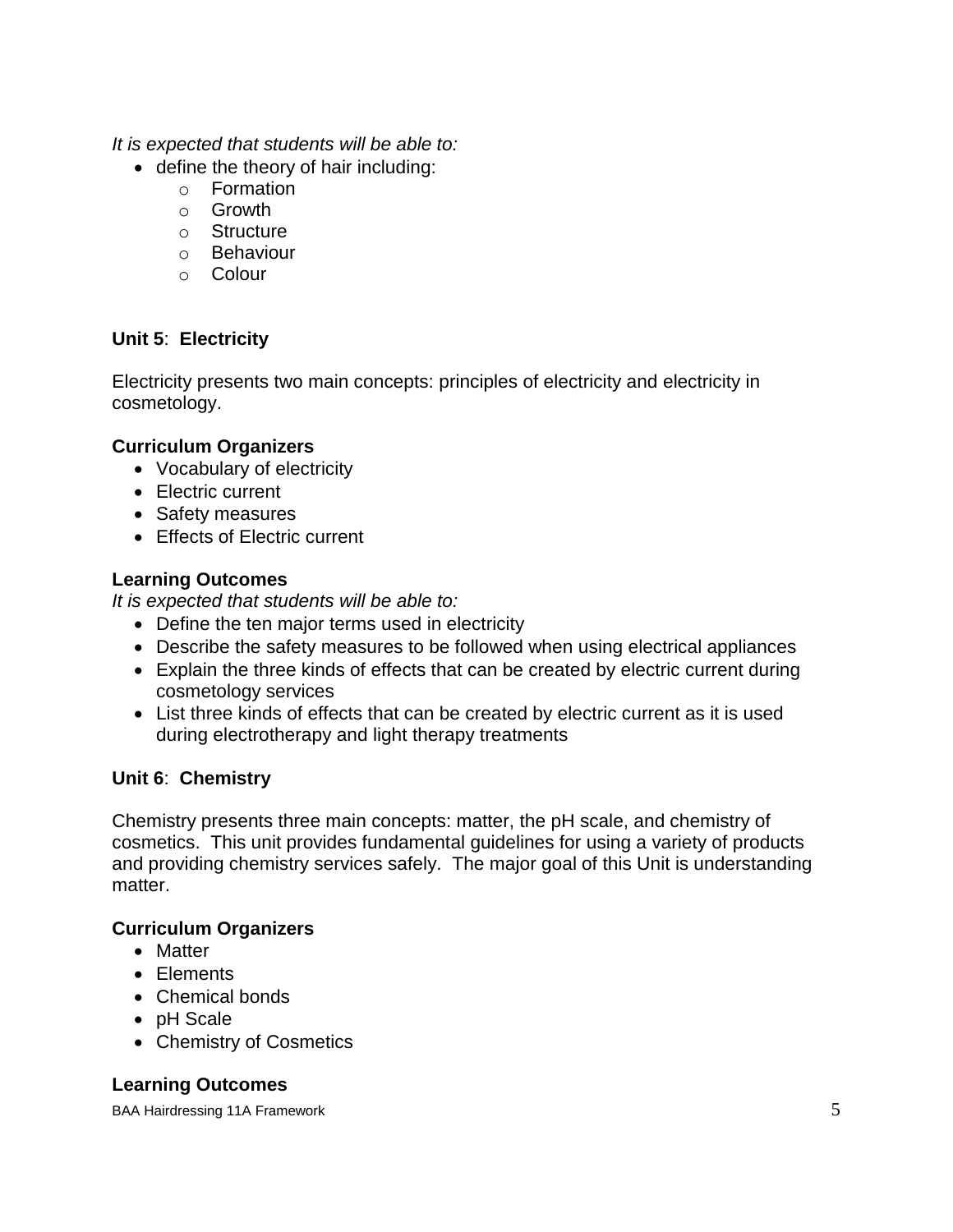*It is expected that students will be able to:*

- define the theory of hair including:
  - Formation
  - Growth
  - Structure
  - Behaviour
  - Colour

**Unit 5**: **Electricity**

Electricity presents two main concepts: principles of electricity and electricity in cosmetology.

**Curriculum Organizers**

- Vocabulary of electricity
- Electric current
- Safety measures
- Effects of Electric current

**Learning Outcomes**

*It is expected that students will be able to:*

- Define the ten major terms used in electricity
- Describe the safety measures to be followed when using electrical appliances
- Explain the three kinds of effects that can be created by electric current during cosmetology services
- List three kinds of effects that can be created by electric current as it is used during electrotherapy and light therapy treatments

**Unit 6**: **Chemistry**

Chemistry presents three main concepts: matter, the pH scale, and chemistry of cosmetics. This unit provides fundamental guidelines for using a variety of products and providing chemistry services safely. The major goal of this Unit is understanding matter.

**Curriculum Organizers**

- Matter
- Elements
- Chemical bonds
- pH Scale
- Chemistry of Cosmetics

**Learning Outcomes**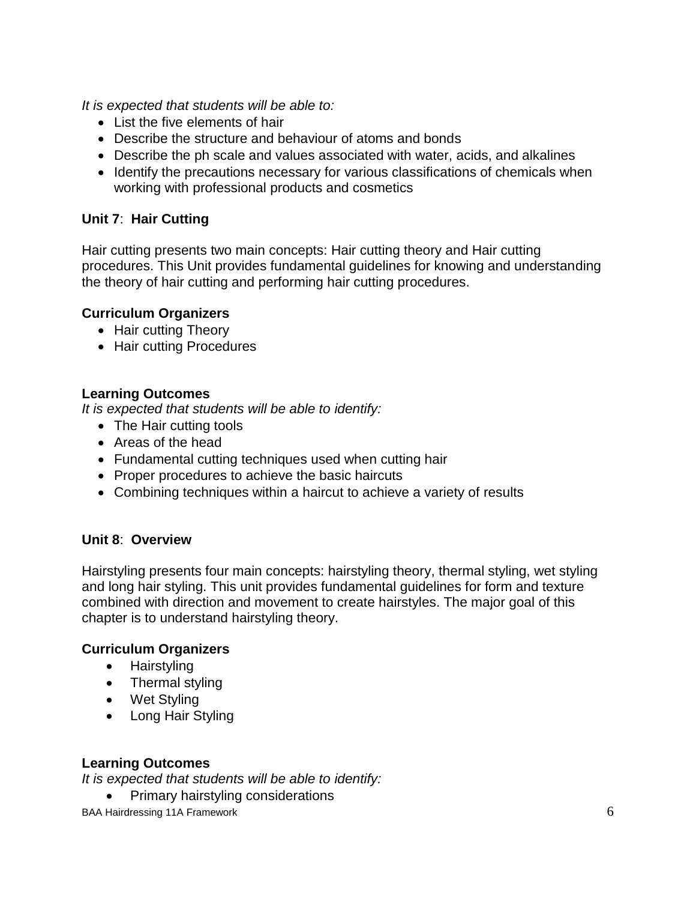*It is expected that students will be able to:*

- List the five elements of hair
- Describe the structure and behaviour of atoms and bonds
- Describe the ph scale and values associated with water, acids, and alkalines
- Identify the precautions necessary for various classifications of chemicals when working with professional products and cosmetics

**Unit 7**: **Hair Cutting**

Hair cutting presents two main concepts: Hair cutting theory and Hair cutting procedures. This Unit provides fundamental guidelines for knowing and understanding the theory of hair cutting and performing hair cutting procedures.

**Curriculum Organizers**

- Hair cutting Theory
- Hair cutting Procedures

**Learning Outcomes**

*It is expected that students will be able to identify:*

- The Hair cutting tools
- Areas of the head
- Fundamental cutting techniques used when cutting hair
- Proper procedures to achieve the basic haircuts
- Combining techniques within a haircut to achieve a variety of results

**Unit 8**: **Overview**

Hairstyling presents four main concepts: hairstyling theory, thermal styling, wet styling and long hair styling. This unit provides fundamental guidelines for form and texture combined with direction and movement to create hairstyles. The major goal of this chapter is to understand hairstyling theory.

**Curriculum Organizers**

- Hairstyling
- Thermal styling
- Wet Styling
- Long Hair Styling

**Learning Outcomes**

*It is expected that students will be able to identify:*

- Primary hairstyling considerations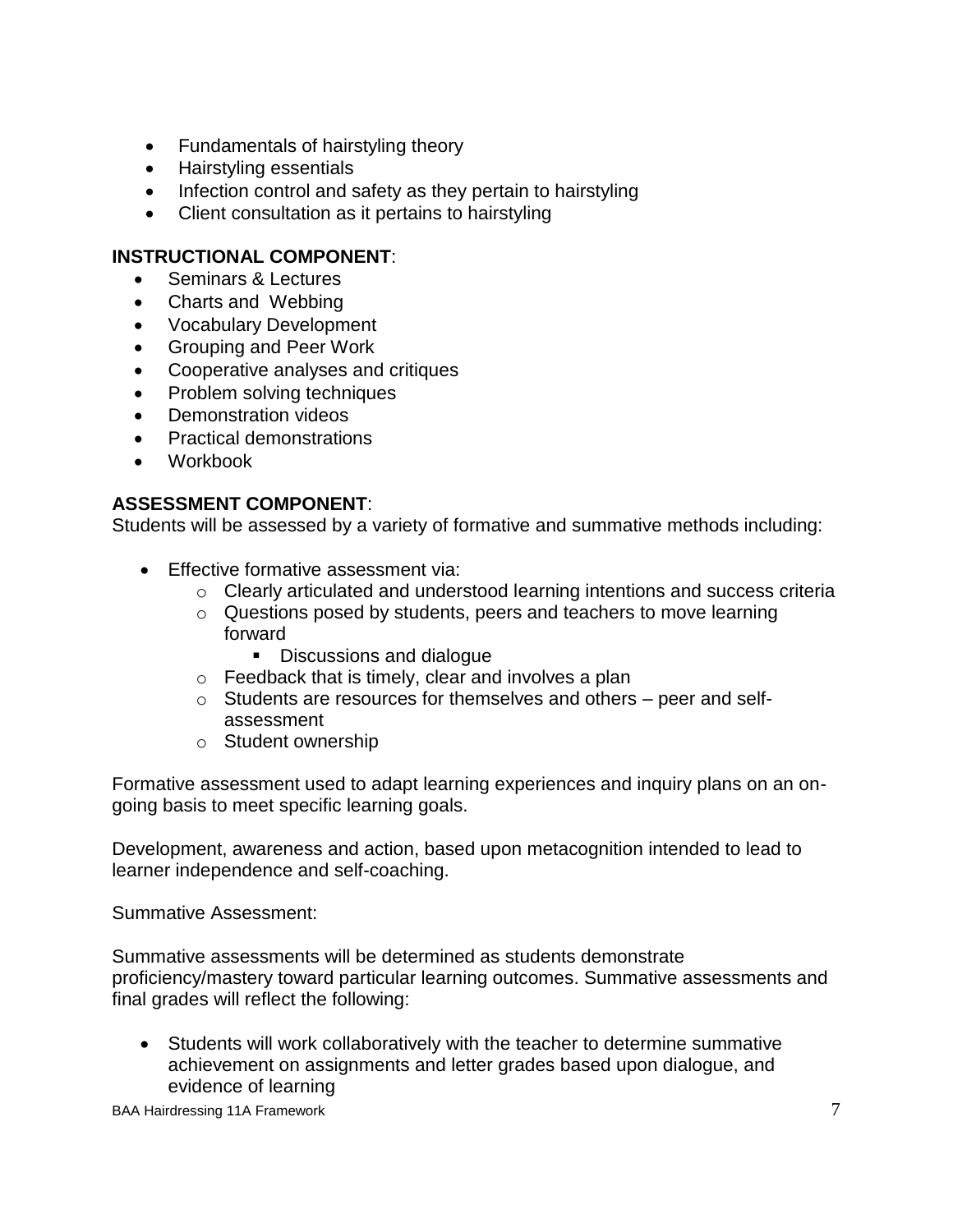- Fundamentals of hairstyling theory
- Hairstyling essentials
- Infection control and safety as they pertain to hairstyling
- Client consultation as it pertains to hairstyling

**INSTRUCTIONAL COMPONENT**:

- Seminars & Lectures
- Charts and Webbing
- Vocabulary Development
- Grouping and Peer Work
- Cooperative analyses and critiques
- Problem solving techniques
- Demonstration videos
- Practical demonstrations
- Workbook

**ASSESSMENT COMPONENT**:

Students will be assessed by a variety of formative and summative methods including:

- Effective formative assessment via:
  - Clearly articulated and understood learning intentions and success criteria
  - Questions posed by students, peers and teachers to move learning forward
    - Discussions and dialogue
  - Feedback that is timely, clear and involves a plan
  - Students are resources for themselves and others – peer and self-assessment
  - Student ownership

Formative assessment used to adapt learning experiences and inquiry plans on an on-going basis to meet specific learning goals.

Development, awareness and action, based upon metacognition intended to lead to learner independence and self-coaching.

Summative Assessment:

Summative assessments will be determined as students demonstrate proficiency/mastery toward particular learning outcomes. Summative assessments and final grades will reflect the following:

- Students will work collaboratively with the teacher to determine summative achievement on assignments and letter grades based upon dialogue, and evidence of learning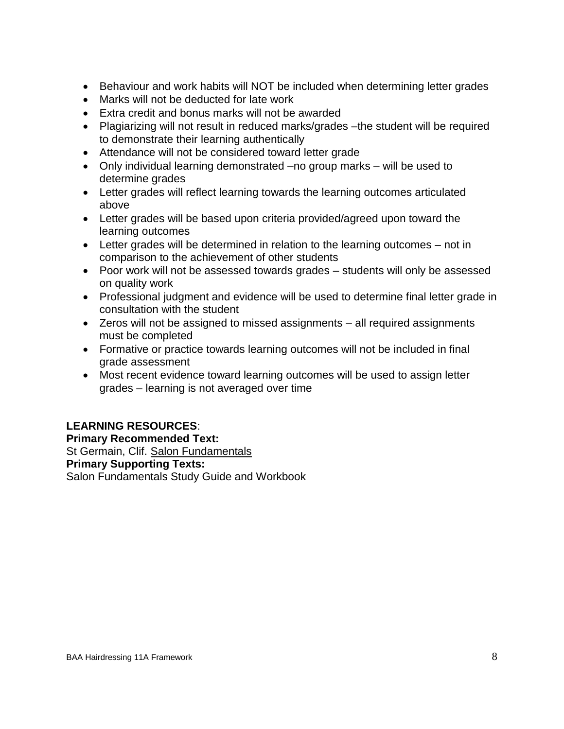- Behaviour and work habits will NOT be included when determining letter grades
- Marks will not be deducted for late work
- Extra credit and bonus marks will not be awarded
- Plagiarizing will not result in reduced marks/grades –the student will be required to demonstrate their learning authentically
- Attendance will not be considered toward letter grade
- Only individual learning demonstrated –no group marks – will be used to determine grades
- Letter grades will reflect learning towards the learning outcomes articulated above
- Letter grades will be based upon criteria provided/agreed upon toward the learning outcomes
- Letter grades will be determined in relation to the learning outcomes – not in comparison to the achievement of other students
- Poor work will not be assessed towards grades – students will only be assessed on quality work
- Professional judgment and evidence will be used to determine final letter grade in consultation with the student
- Zeros will not be assigned to missed assignments – all required assignments must be completed
- Formative or practice towards learning outcomes will not be included in final grade assessment
- Most recent evidence toward learning outcomes will be used to assign letter grades – learning is not averaged over time

**LEARNING RESOURCES**:
**Primary Recommended Text:**
St Germain, Clif. Salon Fundamentals
**Primary Supporting Texts:**
Salon Fundamentals Study Guide and Workbook